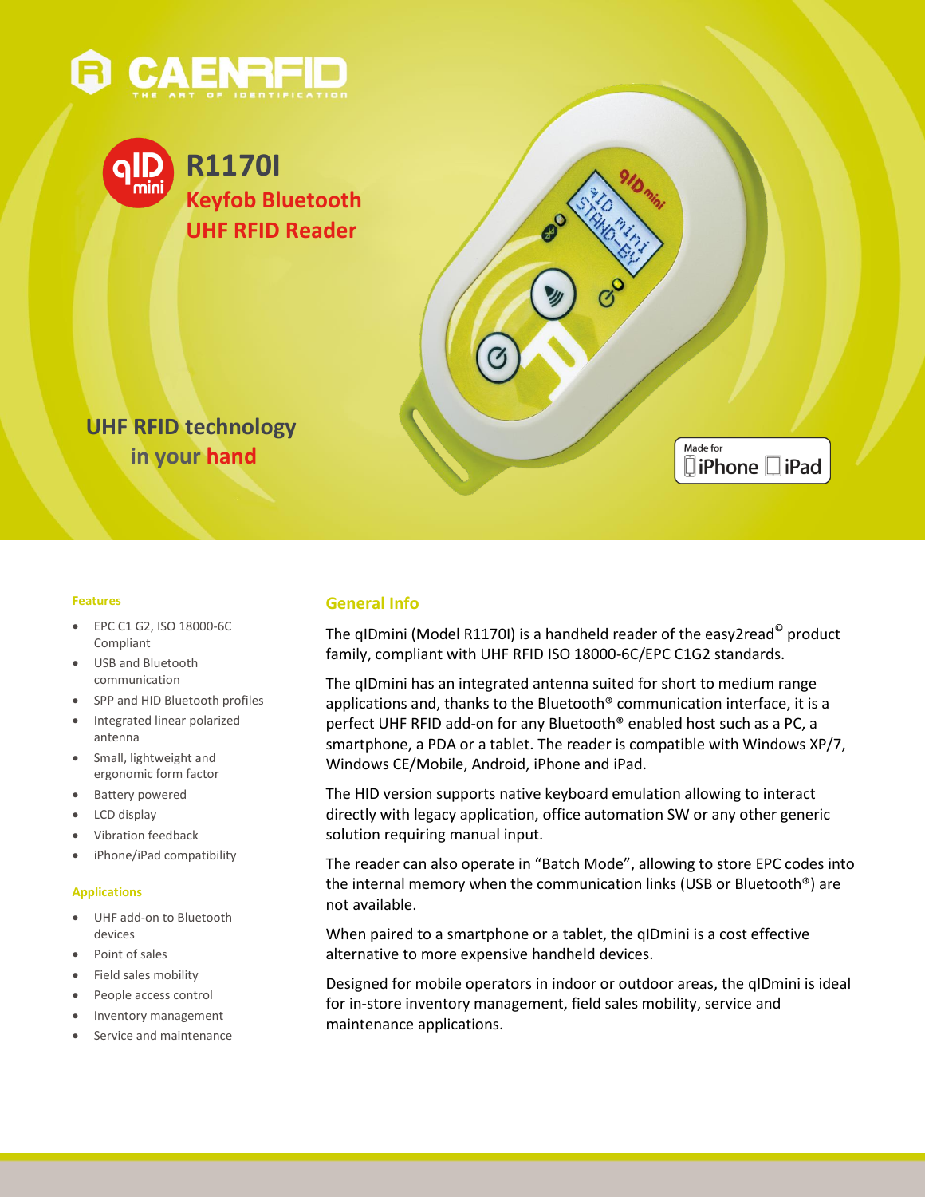CAENRFID
THE ART OF IDENTIFICATION

qID mini

# R1170I

## Keyfob Bluetooth UHF RFID Reader

UHF RFID technology in your hand

Made for iPhone iPad

### Features

- EPC C1 G2, ISO 18000-6C Compliant
- USB and Bluetooth communication
- SPP and HID Bluetooth profiles
- Integrated linear polarized antenna
- Small, lightweight and ergonomic form factor
- Battery powered
- LCD display
- Vibration feedback
- iPhone/iPad compatibility

### Applications

- UHF add-on to Bluetooth devices
- Point of sales
- Field sales mobility
- People access control
- Inventory management
- Service and maintenance

## General Info

The qIDmini (Model R1170I) is a handheld reader of the easy2read© product family, compliant with UHF RFID ISO 18000-6C/EPC C1G2 standards.

The qIDmini has an integrated antenna suited for short to medium range applications and, thanks to the Bluetooth® communication interface, it is a perfect UHF RFID add-on for any Bluetooth® enabled host such as a PC, a smartphone, a PDA or a tablet. The reader is compatible with Windows XP/7, Windows CE/Mobile, Android, iPhone and iPad.

The HID version supports native keyboard emulation allowing to interact directly with legacy application, office automation SW or any other generic solution requiring manual input.

The reader can also operate in "Batch Mode", allowing to store EPC codes into the internal memory when the communication links (USB or Bluetooth®) are not available.

When paired to a smartphone or a tablet, the qIDmini is a cost effective alternative to more expensive handheld devices.

Designed for mobile operators in indoor or outdoor areas, the qIDmini is ideal for in-store inventory management, field sales mobility, service and maintenance applications.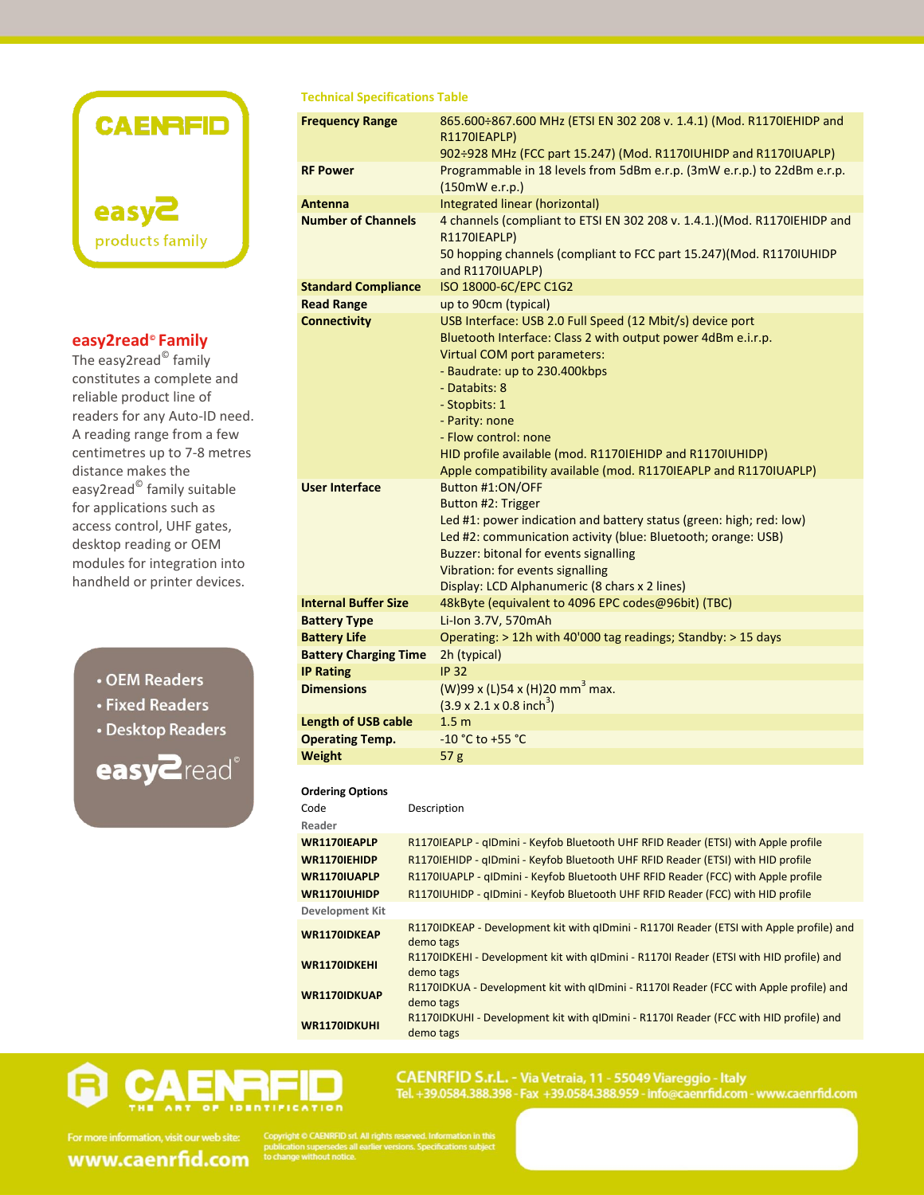CAENRFID

easy2 products family

## easy2read© Family

The easy2read© family constitutes a complete and reliable product line of readers for any Auto-ID need. A reading range from a few centimetres up to 7-8 metres distance makes the easy2read© family suitable for applications such as access control, UHF gates, desktop reading or OEM modules for integration into handheld or printer devices.

- OEM Readers
- Fixed Readers
- Desktop Readers

easy2read©

### Technical Specifications Table

| | |
|---|---|
| **Frequency Range** | 865.600÷867.600 MHz (ETSI EN 302 208 v. 1.4.1) (Mod. R1170IEHIDP and R1170IEAPLP)<br>902÷928 MHz (FCC part 15.247) (Mod. R1170IUHIDP and R1170IUAPLP) |
| **RF Power** | Programmable in 18 levels from 5dBm e.r.p. (3mW e.r.p.) to 22dBm e.r.p. (150mW e.r.p.) |
| **Antenna** | Integrated linear (horizontal) |
| **Number of Channels** | 4 channels (compliant to ETSI EN 302 208 v. 1.4.1.)(Mod. R1170IEHIDP and R1170IEAPLP)<br>50 hopping channels (compliant to FCC part 15.247)(Mod. R1170IUHIDP and R1170IUAPLP) |
| **Standard Compliance** | ISO 18000-6C/EPC C1G2 |
| **Read Range** | up to 90cm (typical) |
| **Connectivity** | USB Interface: USB 2.0 Full Speed (12 Mbit/s) device port<br>Bluetooth Interface: Class 2 with output power 4dBm e.i.r.p.<br>Virtual COM port parameters:<br>- Baudrate: up to 230.400kbps<br>- Databits: 8<br>- Stopbits: 1<br>- Parity: none<br>- Flow control: none<br>HID profile available (mod. R1170IEHIDP and R1170IUHIDP)<br>Apple compatibility available (mod. R1170IEAPLP and R1170IUAPLP) |
| **User Interface** | Button #1:ON/OFF<br>Button #2: Trigger<br>Led #1: power indication and battery status (green: high; red: low)<br>Led #2: communication activity (blue: Bluetooth; orange: USB)<br>Buzzer: bitonal for events signalling<br>Vibration: for events signalling<br>Display: LCD Alphanumeric (8 chars x 2 lines) |
| **Internal Buffer Size** | 48kByte (equivalent to 4096 EPC codes@96bit) (TBC) |
| **Battery Type** | Li-Ion 3.7V, 570mAh |
| **Battery Life** | Operating: > 12h with 40'000 tag readings; Standby: > 15 days |
| **Battery Charging Time** | 2h (typical) |
| **IP Rating** | IP 32 |
| **Dimensions** | (W)99 x (L)54 x (H)20 $mm^3$ max.<br>(3.9 x 2.1 x 0.8 $inch^3$) |
| **Length of USB cable** | 1.5 m |
| **Operating Temp.** | -10 °C to +55 °C |
| **Weight** | 57 g |

### Ordering Options

| Code | Description |
|---|---|
| **Reader** | |
| **WR1170IEAPLP** | R1170IEAPLP - qIDmini - Keyfob Bluetooth UHF RFID Reader (ETSI) with Apple profile |
| **WR1170IEHIDP** | R1170IEHIDP - qIDmini - Keyfob Bluetooth UHF RFID Reader (ETSI) with HID profile |
| **WR1170IUAPLP** | R1170IUAPLP - qIDmini - Keyfob Bluetooth UHF RFID Reader (FCC) with Apple profile |
| **WR1170IUHIDP** | R1170IUHIDP - qIDmini - Keyfob Bluetooth UHF RFID Reader (FCC) with HID profile |
| **Development Kit** | |
| **WR1170IDKEAP** | R1170IDKEAP - Development kit with qIDmini - R1170I Reader (ETSI with Apple profile) and demo tags |
| **WR1170IDKEHI** | R1170IDKEHI - Development kit with qIDmini - R1170I Reader (ETSI with HID profile) and demo tags |
| **WR1170IDKUAP** | R1170IDKUA - Development kit with qIDmini - R1170I Reader (FCC with Apple profile) and demo tags |
| **WR1170IDKUHI** | R1170IDKUHI - Development kit with qIDmini - R1170I Reader (FCC with HID profile) and demo tags |

CAENRFID THE ART OF IDENTIFICATION

CAENRFID S.r.L. - Via Vetraia, 11 - 55049 Viareggio - Italy
Tel. +39.0584.388.398 - Fax +39.0584.388.959 - info@caenrfid.com - www.caenrfid.com

For more information, visit our web site:
www.caenrfid.com

Copyright © CAENRFID srl. All rights reserved. Information in this publication supersedes all earlier versions. Specifications subject to change without notice.